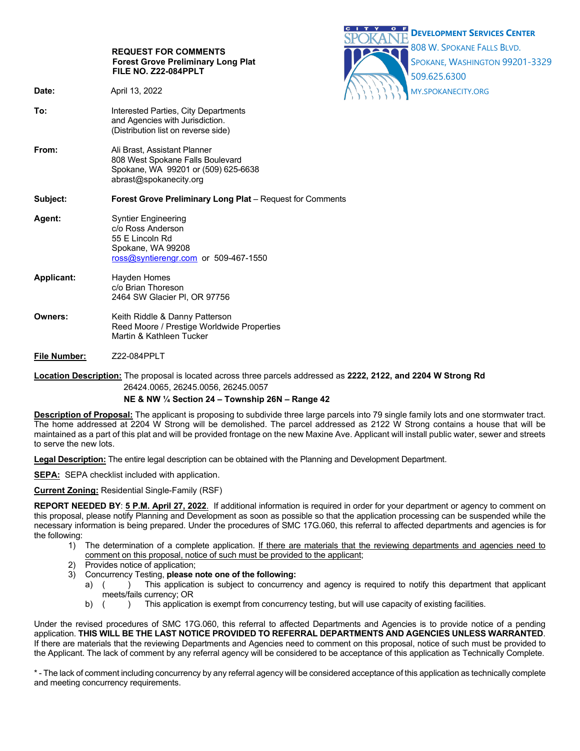**REQUEST FOR COMMENTS**
**Forest Grove Preliminary Long Plat**
**FILE NO. Z22-084PPLT**

CITY OF SPOKANE
**DEVELOPMENT SERVICES CENTER**
808 W. SPOKANE FALLS BLVD.
SPOKANE, WASHINGTON 99201-3329
509.625.6300
MY.SPOKANECITY.ORG

**Date:** April 13, 2022

**To:** Interested Parties, City Departments and Agencies with Jurisdiction.
(Distribution list on reverse side)

**From:** Ali Brast, Assistant Planner
808 West Spokane Falls Boulevard
Spokane, WA 99201 or (509) 625-6638
abrast@spokanecity.org

**Subject:** **Forest Grove Preliminary Long Plat** – Request for Comments

**Agent:** Syntier Engineering
c/o Ross Anderson
55 E Lincoln Rd
Spokane, WA 99208
ross@syntierengr.com or 509-467-1550

**Applicant:** Hayden Homes
c/o Brian Thoreson
2464 SW Glacier Pl, OR 97756

**Owners:** Keith Riddle & Danny Patterson
Reed Moore / Prestige Worldwide Properties
Martin & Kathleen Tucker

**File Number:** Z22-084PPLT

**Location Description:** The proposal is located across three parcels addressed as **2222, 2122, and 2204 W Strong Rd**
26424.0065, 26245.0056, 26245.0057
**NE & NW ¼ Section 24 – Township 26N – Range 42**

**Description of Proposal:** The applicant is proposing to subdivide three large parcels into 79 single family lots and one stormwater tract. The home addressed at 2204 W Strong will be demolished. The parcel addressed as 2122 W Strong contains a house that will be maintained as a part of this plat and will be provided frontage on the new Maxine Ave. Applicant will install public water, sewer and streets to serve the new lots.

**Legal Description:** The entire legal description can be obtained with the Planning and Development Department.

**SEPA:** SEPA checklist included with application.

**Current Zoning:** Residential Single-Family (RSF)

**REPORT NEEDED BY**: **5 P.M. April 27, 2022**. If additional information is required in order for your department or agency to comment on this proposal, please notify Planning and Development as soon as possible so that the application processing can be suspended while the necessary information is being prepared. Under the procedures of SMC 17G.060, this referral to affected departments and agencies is for the following:

1) The determination of a complete application. If there are materials that the reviewing departments and agencies need to comment on this proposal, notice of such must be provided to the applicant;
2) Provides notice of application;
3) Concurrency Testing, **please note one of the following:**
   a) (     ) This application is subject to concurrency and agency is required to notify this department that applicant meets/fails currency; OR
   b) (     ) This application is exempt from concurrency testing, but will use capacity of existing facilities.

Under the revised procedures of SMC 17G.060, this referral to affected Departments and Agencies is to provide notice of a pending application. **THIS WILL BE THE LAST NOTICE PROVIDED TO REFERRAL DEPARTMENTS AND AGENCIES UNLESS WARRANTED**. If there are materials that the reviewing Departments and Agencies need to comment on this proposal, notice of such must be provided to the Applicant. The lack of comment by any referral agency will be considered to be acceptance of this application as Technically Complete.

* - The lack of comment including concurrency by any referral agency will be considered acceptance of this application as technically complete and meeting concurrency requirements.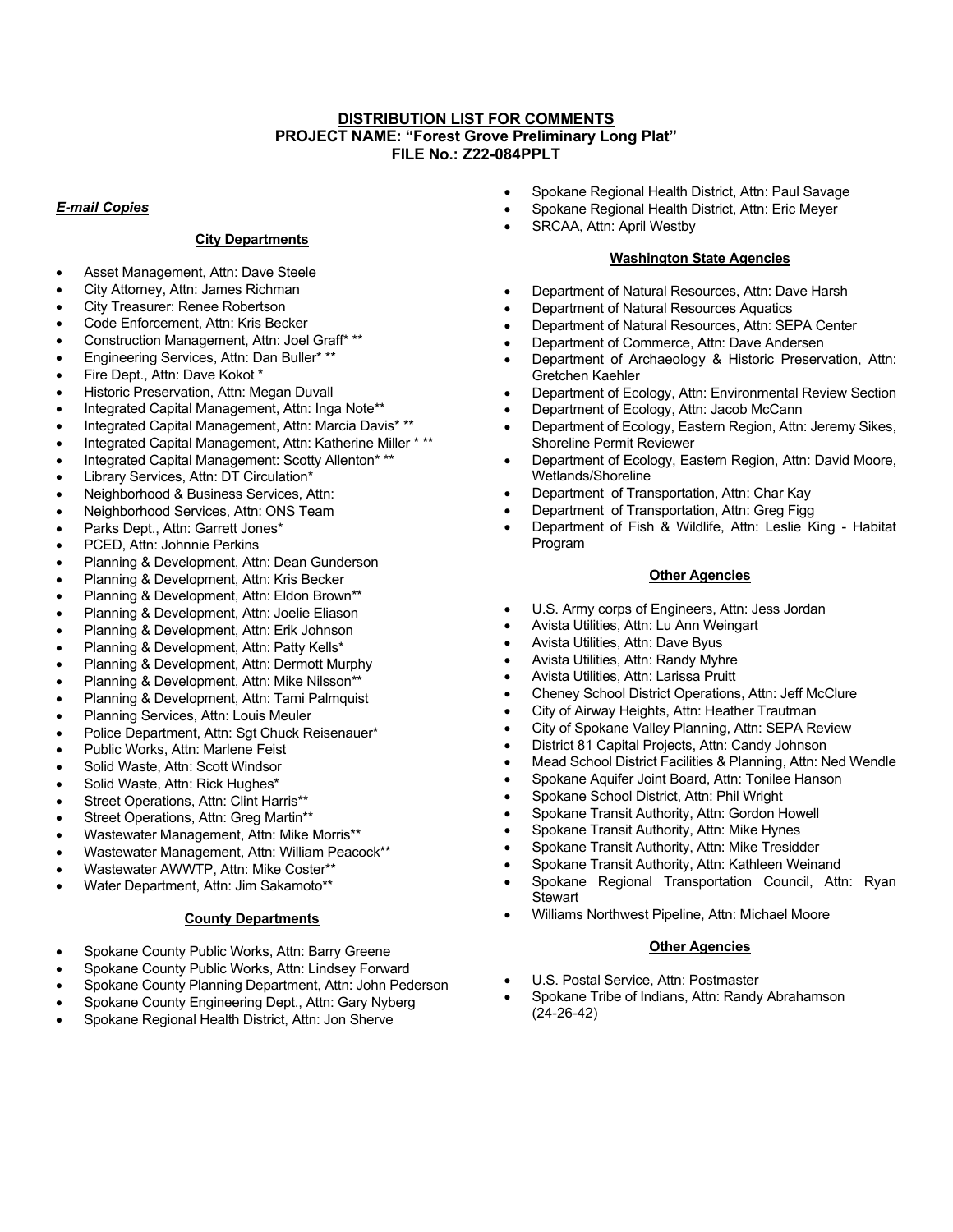# DISTRIBUTION LIST FOR COMMENTS
## PROJECT NAME: "Forest Grove Preliminary Long Plat"
## FILE No.: Z22-084PPLT

***E-mail Copies***

### City Departments

- Asset Management, Attn: Dave Steele
- City Attorney, Attn: James Richman
- City Treasurer: Renee Robertson
- Code Enforcement, Attn: Kris Becker
- Construction Management, Attn: Joel Graff* **
- Engineering Services, Attn: Dan Buller* **
- Fire Dept., Attn: Dave Kokot *
- Historic Preservation, Attn: Megan Duvall
- Integrated Capital Management, Attn: Inga Note**
- Integrated Capital Management, Attn: Marcia Davis* **
- Integrated Capital Management, Attn: Katherine Miller * **
- Integrated Capital Management: Scotty Allenton* **
- Library Services, Attn: DT Circulation*
- Neighborhood & Business Services, Attn:
- Neighborhood Services, Attn: ONS Team
- Parks Dept., Attn: Garrett Jones*
- PCED, Attn: Johnnie Perkins
- Planning & Development, Attn: Dean Gunderson
- Planning & Development, Attn: Kris Becker
- Planning & Development, Attn: Eldon Brown**
- Planning & Development, Attn: Joelie Eliason
- Planning & Development, Attn: Erik Johnson
- Planning & Development, Attn: Patty Kells*
- Planning & Development, Attn: Dermott Murphy
- Planning & Development, Attn: Mike Nilsson**
- Planning & Development, Attn: Tami Palmquist
- Planning Services, Attn: Louis Meuler
- Police Department, Attn: Sgt Chuck Reisenauer*
- Public Works, Attn: Marlene Feist
- Solid Waste, Attn: Scott Windsor
- Solid Waste, Attn: Rick Hughes*
- Street Operations, Attn: Clint Harris**
- Street Operations, Attn: Greg Martin**
- Wastewater Management, Attn: Mike Morris**
- Wastewater Management, Attn: William Peacock**
- Wastewater AWWTP, Attn: Mike Coster**
- Water Department, Attn: Jim Sakamoto**

### County Departments

- Spokane County Public Works, Attn: Barry Greene
- Spokane County Public Works, Attn: Lindsey Forward
- Spokane County Planning Department, Attn: John Pederson
- Spokane County Engineering Dept., Attn: Gary Nyberg
- Spokane Regional Health District, Attn: Jon Sherve
- Spokane Regional Health District, Attn: Paul Savage
- Spokane Regional Health District, Attn: Eric Meyer
- SRCAA, Attn: April Westby

### Washington State Agencies

- Department of Natural Resources, Attn: Dave Harsh
- Department of Natural Resources Aquatics
- Department of Natural Resources, Attn: SEPA Center
- Department of Commerce, Attn: Dave Andersen
- Department of Archaeology & Historic Preservation, Attn: Gretchen Kaehler
- Department of Ecology, Attn: Environmental Review Section
- Department of Ecology, Attn: Jacob McCann
- Department of Ecology, Eastern Region, Attn: Jeremy Sikes, Shoreline Permit Reviewer
- Department of Ecology, Eastern Region, Attn: David Moore, Wetlands/Shoreline
- Department of Transportation, Attn: Char Kay
- Department of Transportation, Attn: Greg Figg
- Department of Fish & Wildlife, Attn: Leslie King - Habitat Program

### Other Agencies

- U.S. Army corps of Engineers, Attn: Jess Jordan
- Avista Utilities, Attn: Lu Ann Weingart
- Avista Utilities, Attn: Dave Byus
- Avista Utilities, Attn: Randy Myhre
- Avista Utilities, Attn: Larissa Pruitt
- Cheney School District Operations, Attn: Jeff McClure
- City of Airway Heights, Attn: Heather Trautman
- City of Spokane Valley Planning, Attn: SEPA Review
- District 81 Capital Projects, Attn: Candy Johnson
- Mead School District Facilities & Planning, Attn: Ned Wendle
- Spokane Aquifer Joint Board, Attn: Tonilee Hanson
- Spokane School District, Attn: Phil Wright
- Spokane Transit Authority, Attn: Gordon Howell
- Spokane Transit Authority, Attn: Mike Hynes
- Spokane Transit Authority, Attn: Mike Tresidder
- Spokane Transit Authority, Attn: Kathleen Weinand
- Spokane Regional Transportation Council, Attn: Ryan Stewart
- Williams Northwest Pipeline, Attn: Michael Moore

### Other Agencies

- U.S. Postal Service, Attn: Postmaster
- Spokane Tribe of Indians, Attn: Randy Abrahamson (24-26-42)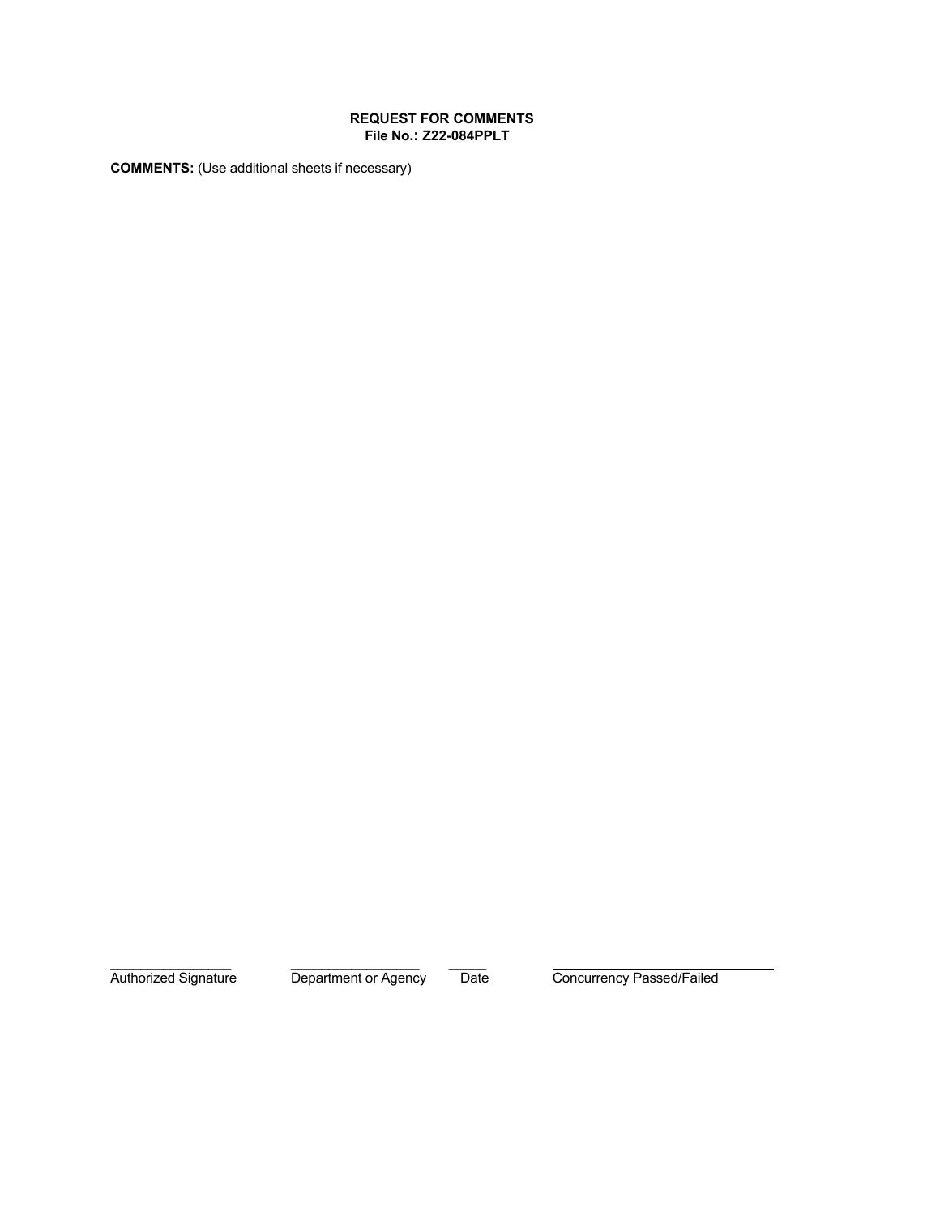**REQUEST FOR COMMENTS**
**File No.: Z22-084PPLT**

**COMMENTS:** (Use additional sheets if necessary)

| | | | |
|---|---|---|---|
| ________________ | ________________ | ______ | ______________________________ |
| Authorized Signature | Department or Agency | Date | Concurrency Passed/Failed |